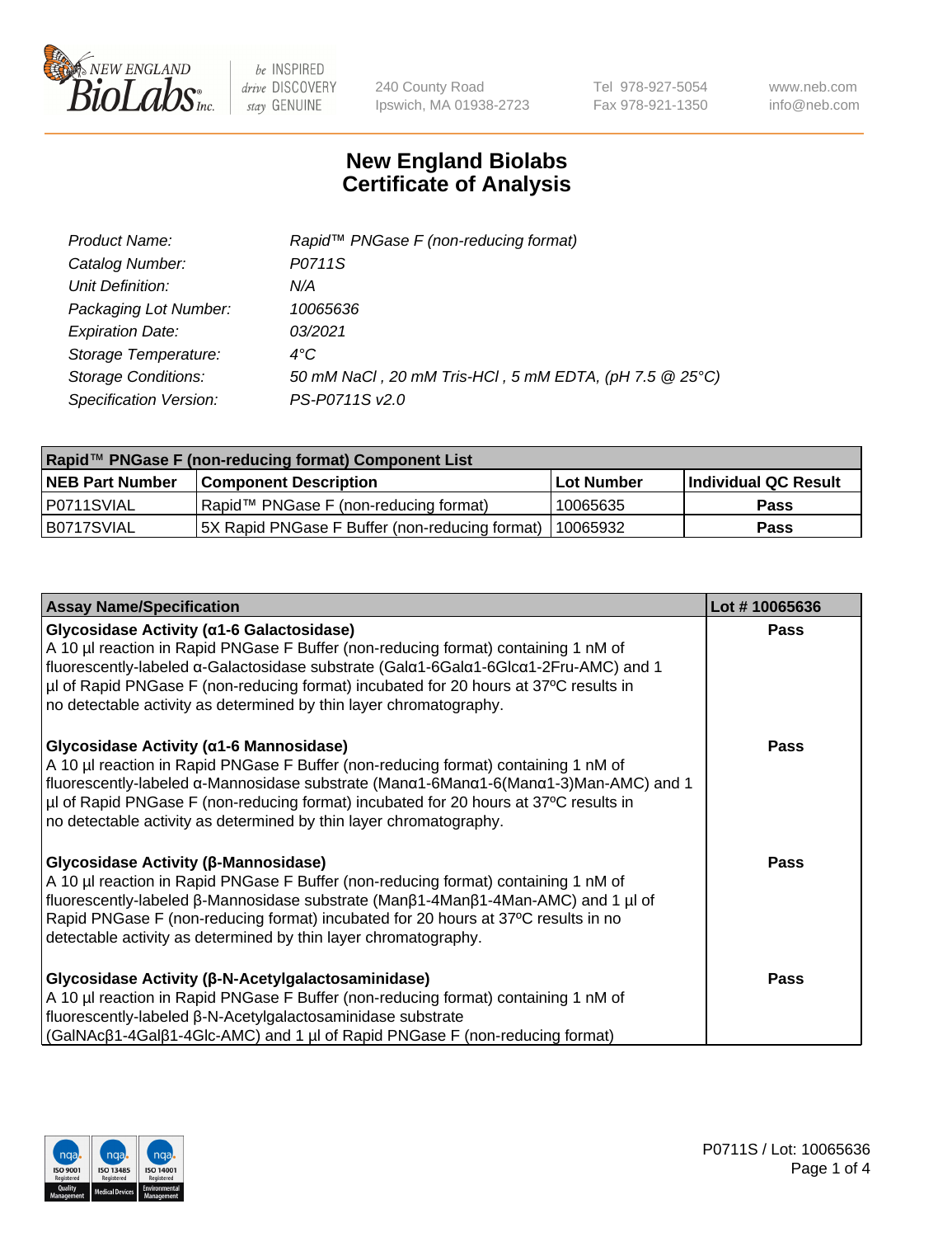# New England Biolabs Certificate of Analysis

| | |
|---|---|
| *Product Name:* | *Rapid™ PNGase F (non-reducing format)* |
| *Catalog Number:* | *P0711S* |
| *Unit Definition:* | *N/A* |
| *Packaging Lot Number:* | *10065636* |
| *Expiration Date:* | *03/2021* |
| *Storage Temperature:* | *4°C* |
| *Storage Conditions:* | *50 mM NaCl , 20 mM Tris-HCl , 5 mM EDTA, (pH 7.5 @ 25°C)* |
| *Specification Version:* | *PS-P0711S v2.0* |

| Rapid™ PNGase F (non-reducing format) Component List | | | |
|---|---|---|---|
| **NEB Part Number** | **Component Description** | **Lot Number** | **Individual QC Result** |
| P0711SVIAL | Rapid™ PNGase F (non-reducing format) | 10065635 | **Pass** |
| B0717SVIAL | 5X Rapid PNGase F Buffer (non-reducing format) | 10065932 | **Pass** |

| Assay Name/Specification | Lot # 10065636 |
|---|---|
| **Glycosidase Activity (α1-6 Galactosidase)**<br>A 10 µl reaction in Rapid PNGase F Buffer (non-reducing format) containing 1 nM of fluorescently-labeled α-Galactosidase substrate (Galα1-6Galα1-6Glcα1-2Fru-AMC) and 1 µl of Rapid PNGase F (non-reducing format) incubated for 20 hours at 37°C results in no detectable activity as determined by thin layer chromatography. | **Pass** |
| **Glycosidase Activity (α1-6 Mannosidase)**<br>A 10 µl reaction in Rapid PNGase F Buffer (non-reducing format) containing 1 nM of fluorescently-labeled α-Mannosidase substrate (Manα1-6Manα1-6(Manα1-3)Man-AMC) and 1 µl of Rapid PNGase F (non-reducing format) incubated for 20 hours at 37°C results in no detectable activity as determined by thin layer chromatography. | **Pass** |
| **Glycosidase Activity (β-Mannosidase)**<br>A 10 µl reaction in Rapid PNGase F Buffer (non-reducing format) containing 1 nM of fluorescently-labeled β-Mannosidase substrate (Manβ1-4Manβ1-4Man-AMC) and 1 µl of Rapid PNGase F (non-reducing format) incubated for 20 hours at 37°C results in no detectable activity as determined by thin layer chromatography. | **Pass** |
| **Glycosidase Activity (β-N-Acetylgalactosaminidase)**<br>A 10 µl reaction in Rapid PNGase F Buffer (non-reducing format) containing 1 nM of fluorescently-labeled β-N-Acetylgalactosaminidase substrate (GalNAcβ1-4Galβ1-4Glc-AMC) and 1 µl of Rapid PNGase F (non-reducing format) | **Pass** |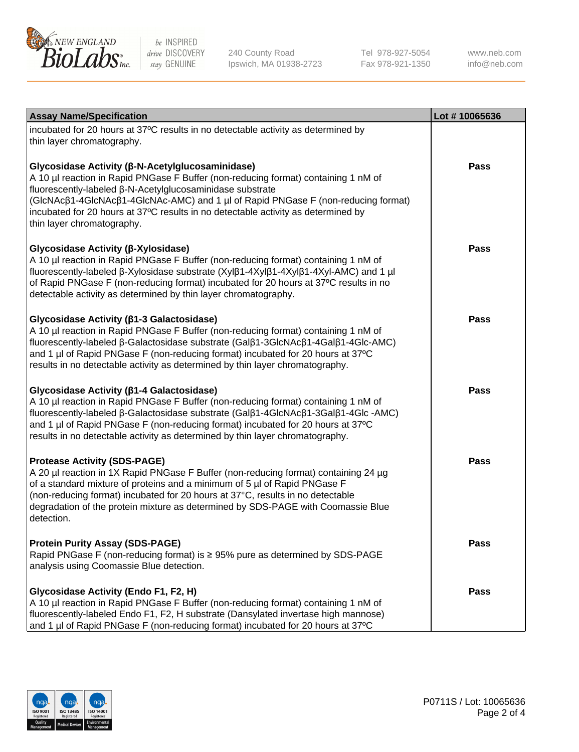| Assay Name/Specification | Lot # 10065636 |
| --- | --- |
| incubated for 20 hours at 37ºC results in no detectable activity as determined by thin layer chromatography. | |
| **Glycosidase Activity (β-N-Acetylglucosaminidase)**<br>A 10 µl reaction in Rapid PNGase F Buffer (non-reducing format) containing 1 nM of fluorescently-labeled β-N-Acetylglucosaminidase substrate (GlcNAcβ1-4GlcNAcβ1-4GlcNAc-AMC) and 1 µl of Rapid PNGase F (non-reducing format) incubated for 20 hours at 37ºC results in no detectable activity as determined by thin layer chromatography. | **Pass** |
| **Glycosidase Activity (β-Xylosidase)**<br>A 10 µl reaction in Rapid PNGase F Buffer (non-reducing format) containing 1 nM of fluorescently-labeled β-Xylosidase substrate (Xylβ1-4Xylβ1-4Xylβ1-4Xyl-AMC) and 1 µl of Rapid PNGase F (non-reducing format) incubated for 20 hours at 37ºC results in no detectable activity as determined by thin layer chromatography. | **Pass** |
| **Glycosidase Activity (β1-3 Galactosidase)**<br>A 10 µl reaction in Rapid PNGase F Buffer (non-reducing format) containing 1 nM of fluorescently-labeled β-Galactosidase substrate (Galβ1-3GlcNAcβ1-4Galβ1-4Glc-AMC) and 1 µl of Rapid PNGase F (non-reducing format) incubated for 20 hours at 37ºC results in no detectable activity as determined by thin layer chromatography. | **Pass** |
| **Glycosidase Activity (β1-4 Galactosidase)**<br>A 10 µl reaction in Rapid PNGase F Buffer (non-reducing format) containing 1 nM of fluorescently-labeled β-Galactosidase substrate (Galβ1-4GlcNAcβ1-3Galβ1-4Glc -AMC) and 1 µl of Rapid PNGase F (non-reducing format) incubated for 20 hours at 37ºC results in no detectable activity as determined by thin layer chromatography. | **Pass** |
| **Protease Activity (SDS-PAGE)**<br>A 20 µl reaction in 1X Rapid PNGase F Buffer (non-reducing format) containing 24 µg of a standard mixture of proteins and a minimum of 5 µl of Rapid PNGase F (non-reducing format) incubated for 20 hours at 37°C, results in no detectable degradation of the protein mixture as determined by SDS-PAGE with Coomassie Blue detection. | **Pass** |
| **Protein Purity Assay (SDS-PAGE)**<br>Rapid PNGase F (non-reducing format) is ≥ 95% pure as determined by SDS-PAGE analysis using Coomassie Blue detection. | **Pass** |
| **Glycosidase Activity (Endo F1, F2, H)**<br>A 10 µl reaction in Rapid PNGase F Buffer (non-reducing format) containing 1 nM of fluorescently-labeled Endo F1, F2, H substrate (Dansylated invertase high mannose) and 1 µl of Rapid PNGase F (non-reducing format) incubated for 20 hours at 37ºC | **Pass** |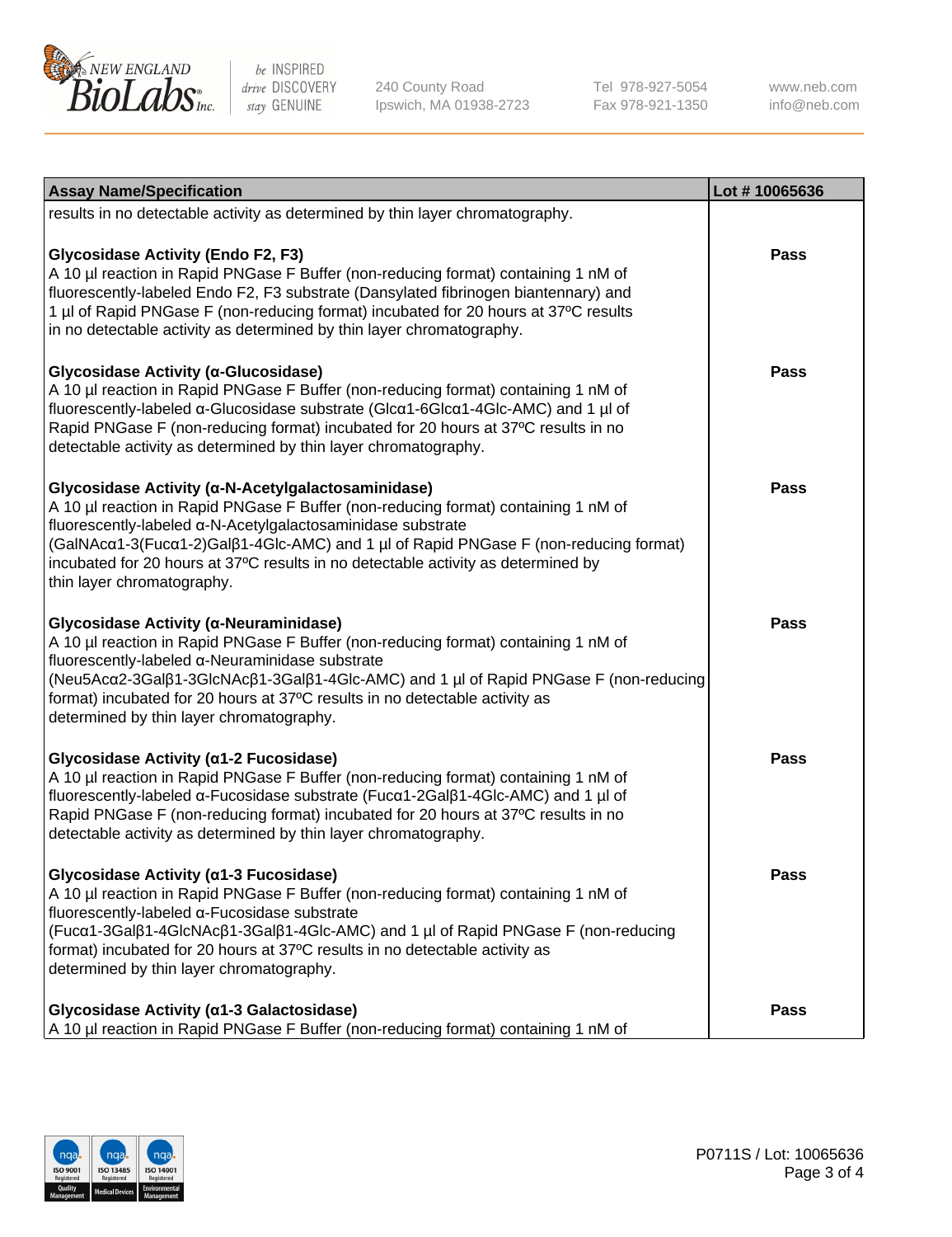| Assay Name/Specification | Lot # 10065636 |
| --- | --- |
| results in no detectable activity as determined by thin layer chromatography. | |
| **Glycosidase Activity (Endo F2, F3)**<br>A 10 µl reaction in Rapid PNGase F Buffer (non-reducing format) containing 1 nM of fluorescently-labeled Endo F2, F3 substrate (Dansylated fibrinogen biantennary) and 1 µl of Rapid PNGase F (non-reducing format) incubated for 20 hours at 37ºC results in no detectable activity as determined by thin layer chromatography. | Pass |
| **Glycosidase Activity (α-Glucosidase)**<br>A 10 µl reaction in Rapid PNGase F Buffer (non-reducing format) containing 1 nM of fluorescently-labeled α-Glucosidase substrate (Glcα1-6Glcα1-4Glc-AMC) and 1 µl of Rapid PNGase F (non-reducing format) incubated for 20 hours at 37ºC results in no detectable activity as determined by thin layer chromatography. | Pass |
| **Glycosidase Activity (α-N-Acetylgalactosaminidase)**<br>A 10 µl reaction in Rapid PNGase F Buffer (non-reducing format) containing 1 nM of fluorescently-labeled α-N-Acetylgalactosaminidase substrate (GalNAcα1-3(Fucα1-2)Galβ1-4Glc-AMC) and 1 µl of Rapid PNGase F (non-reducing format) incubated for 20 hours at 37ºC results in no detectable activity as determined by thin layer chromatography. | Pass |
| **Glycosidase Activity (α-Neuraminidase)**<br>A 10 µl reaction in Rapid PNGase F Buffer (non-reducing format) containing 1 nM of fluorescently-labeled α-Neuraminidase substrate (Neu5Acα2-3Galβ1-3GlcNAcβ1-3Galβ1-4Glc-AMC) and 1 µl of Rapid PNGase F (non-reducing format) incubated for 20 hours at 37ºC results in no detectable activity as determined by thin layer chromatography. | Pass |
| **Glycosidase Activity (α1-2 Fucosidase)**<br>A 10 µl reaction in Rapid PNGase F Buffer (non-reducing format) containing 1 nM of fluorescently-labeled α-Fucosidase substrate (Fucα1-2Galβ1-4Glc-AMC) and 1 µl of Rapid PNGase F (non-reducing format) incubated for 20 hours at 37ºC results in no detectable activity as determined by thin layer chromatography. | Pass |
| **Glycosidase Activity (α1-3 Fucosidase)**<br>A 10 µl reaction in Rapid PNGase F Buffer (non-reducing format) containing 1 nM of fluorescently-labeled α-Fucosidase substrate (Fucα1-3Galβ1-4GlcNAcβ1-3Galβ1-4Glc-AMC) and 1 µl of Rapid PNGase F (non-reducing format) incubated for 20 hours at 37ºC results in no detectable activity as determined by thin layer chromatography. | Pass |
| **Glycosidase Activity (α1-3 Galactosidase)**<br>A 10 µl reaction in Rapid PNGase F Buffer (non-reducing format) containing 1 nM of | Pass |

P0711S / Lot: 10065636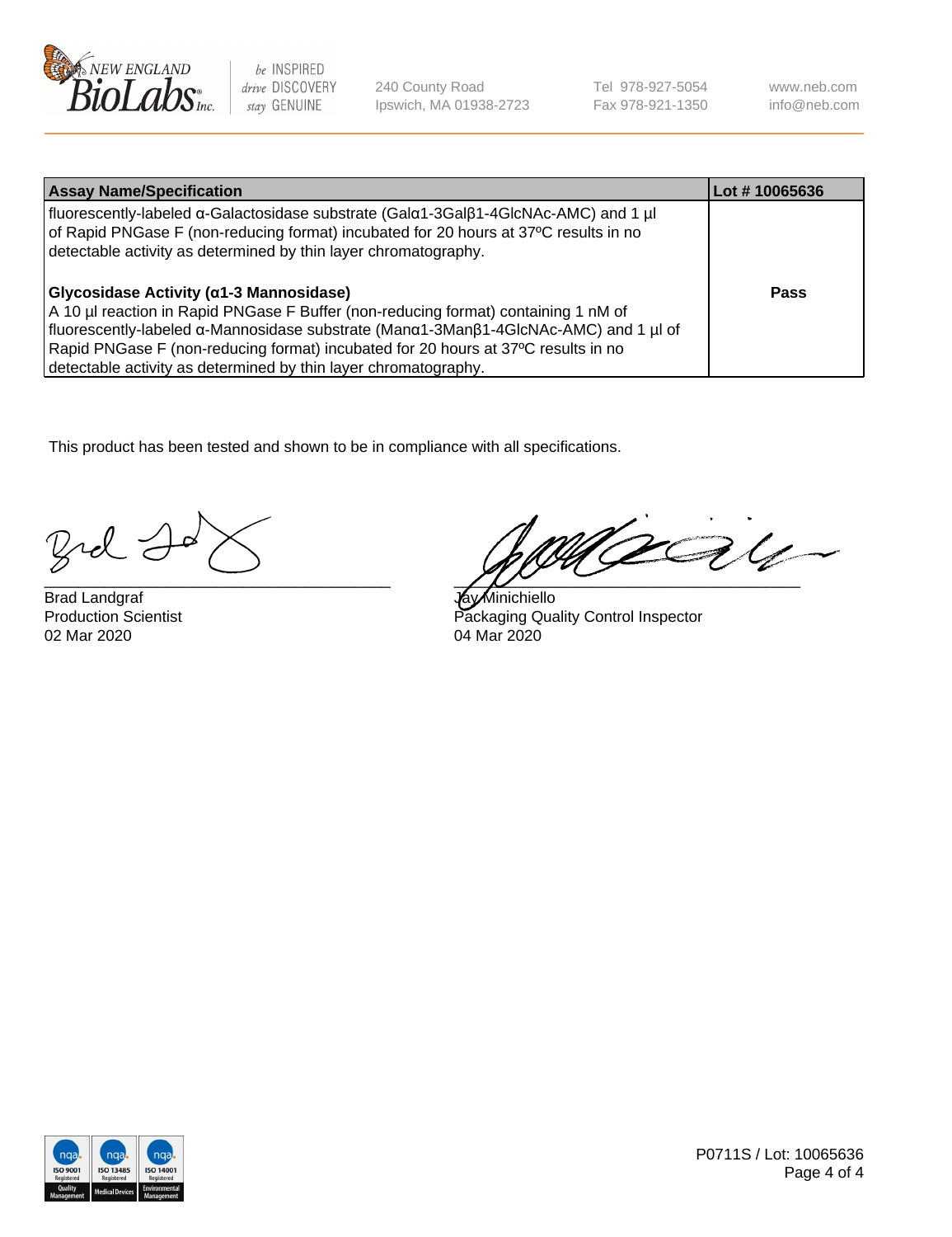| Assay Name/Specification | Lot # 10065636 |
|---|---|
| fluorescently-labeled α-Galactosidase substrate (Galα1-3Galβ1-4GlcNAc-AMC) and 1 µl of Rapid PNGase F (non-reducing format) incubated for 20 hours at 37ºC results in no detectable activity as determined by thin layer chromatography. | |
| **Glycosidase Activity (α1-3 Mannosidase)**<br>A 10 µl reaction in Rapid PNGase F Buffer (non-reducing format) containing 1 nM of fluorescently-labeled α-Mannosidase substrate (Manα1-3Manβ1-4GlcNAc-AMC) and 1 µl of Rapid PNGase F (non-reducing format) incubated for 20 hours at 37ºC results in no detectable activity as determined by thin layer chromatography. | **Pass** |

This product has been tested and shown to be in compliance with all specifications.

Brad Landgraf
Production Scientist
02 Mar 2020

Jay Minichiello
Packaging Quality Control Inspector
04 Mar 2020

P0711S / Lot: 10065636